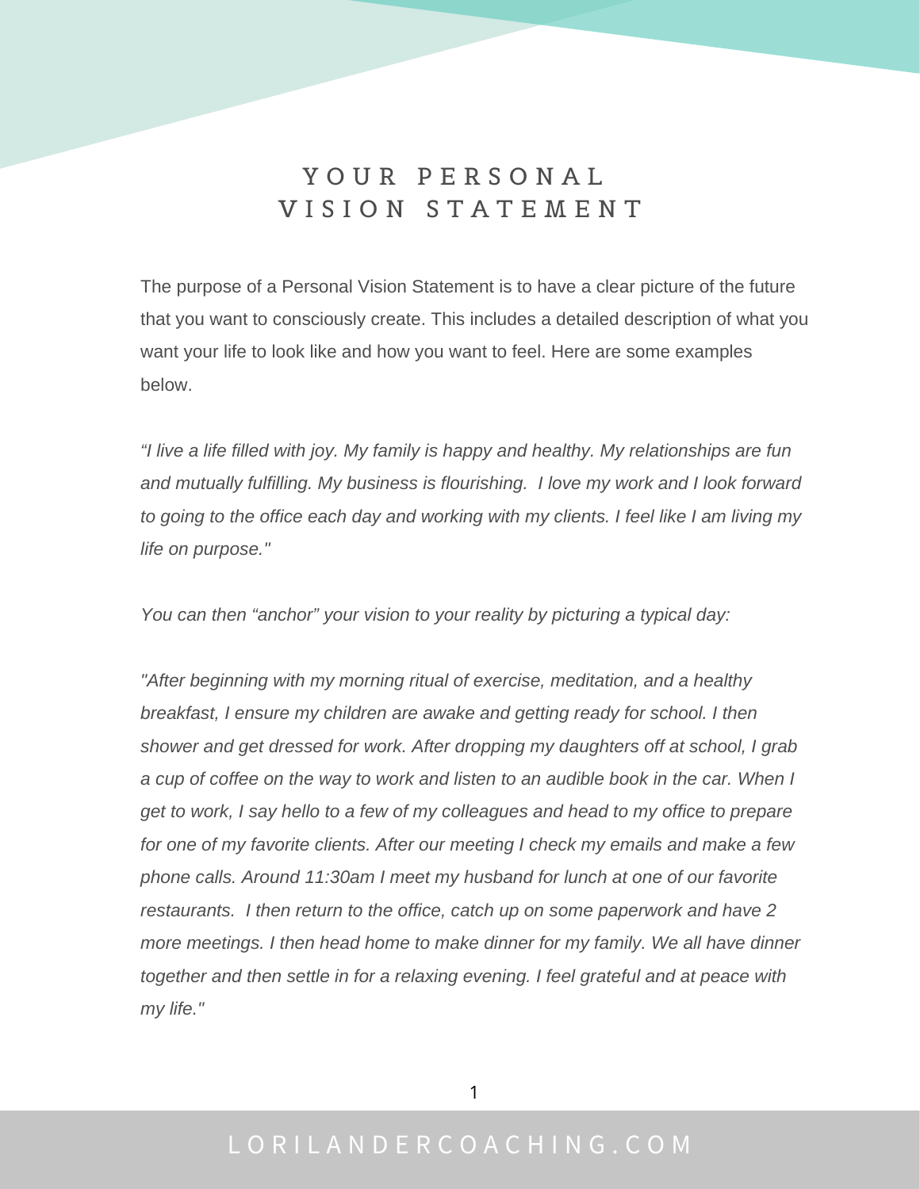# YOUR PERSONAL VISION STATEMENT

The purpose of a Personal Vision Statement is to have a clear picture of the future that you want to consciously create. This includes a detailed description of what you want your life to look like and how you want to feel. Here are some examples below.

*"I live a life filled with joy. My family is happy and healthy. My relationships are fun and mutually fulfilling. My business is flourishing. I love my work and I look forward to going to the office each day and working with my clients. I feel like I am living my life on purpose."*

*You can then "anchor" your vision to your reality by picturing a typical day:*

*"After beginning with my morning ritual of exercise, meditation, and a healthy breakfast, I ensure my children are awake and getting ready for school. I then shower and get dressed for work. After dropping my daughters off at school, I grab a cup of coffee on the way to work and listen to an audible book in the car. When I get to work, I say hello to a few of my colleagues and head to my office to prepare for one of my favorite clients. After our meeting I check my emails and make a few phone calls. Around 11:30am I meet my husband for lunch at one of our favorite restaurants. I then return to the office, catch up on some paperwork and have 2 more meetings. I then head home to make dinner for my family. We all have dinner together and then settle in for a relaxing evening. I feel grateful and at peace with my life."*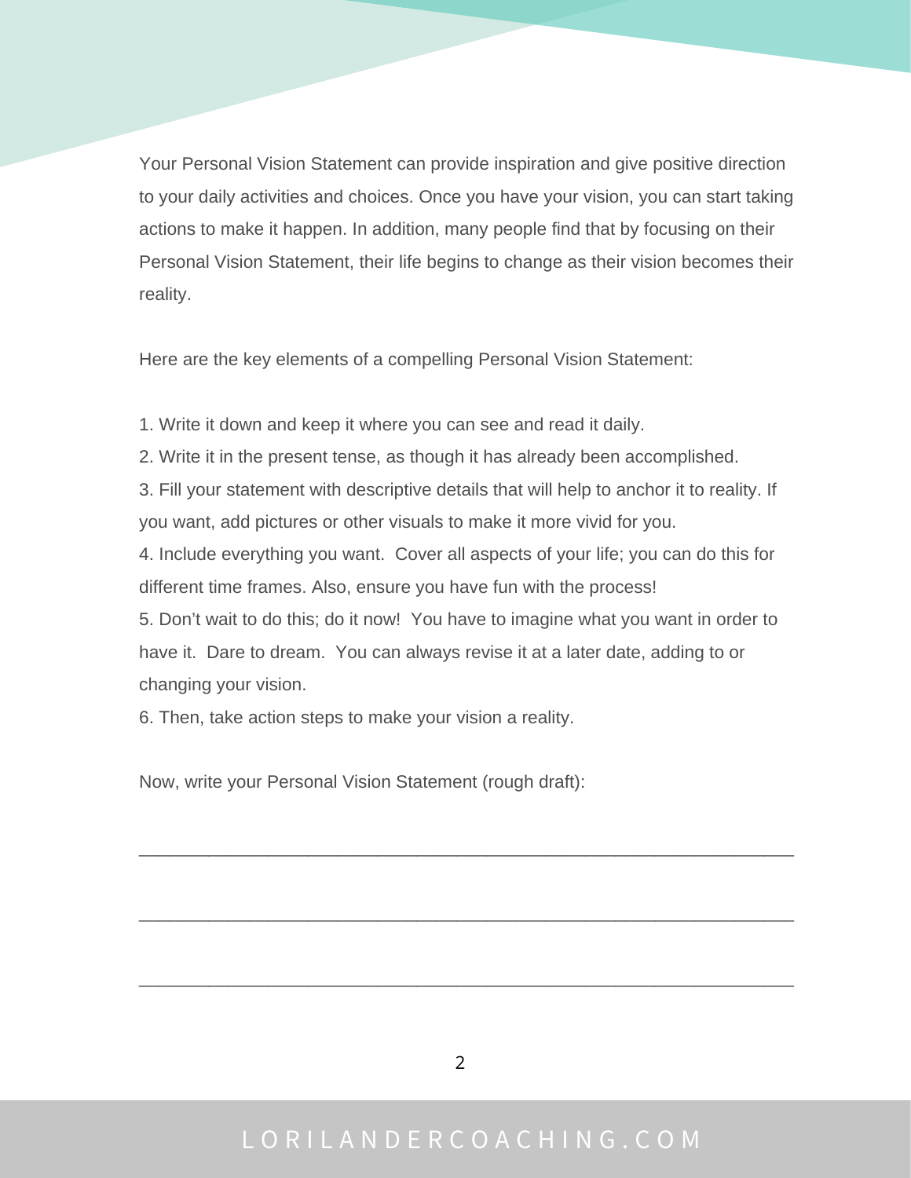Your Personal Vision Statement can provide inspiration and give positive direction to your daily activities and choices. Once you have your vision, you can start taking actions to make it happen. In addition, many people find that by focusing on their Personal Vision Statement, their life begins to change as their vision becomes their reality.

Here are the key elements of a compelling Personal Vision Statement:

1. Write it down and keep it where you can see and read it daily.
2. Write it in the present tense, as though it has already been accomplished.
3. Fill your statement with descriptive details that will help to anchor it to reality. If you want, add pictures or other visuals to make it more vivid for you.
4. Include everything you want. Cover all aspects of your life; you can do this for different time frames. Also, ensure you have fun with the process!
5. Don't wait to do this; do it now! You have to imagine what you want in order to have it. Dare to dream. You can always revise it at a later date, adding to or changing your vision.
6. Then, take action steps to make your vision a reality.

Now, write your Personal Vision Statement (rough draft):

_____________________________________________________________________

_____________________________________________________________________

_____________________________________________________________________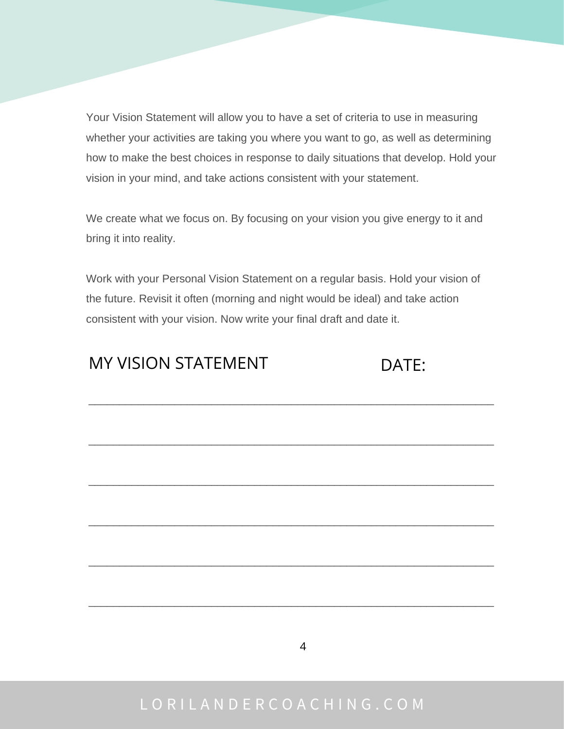Your Vision Statement will allow you to have a set of criteria to use in measuring whether your activities are taking you where you want to go, as well as determining how to make the best choices in response to daily situations that develop. Hold your vision in your mind, and take actions consistent with your statement.

We create what we focus on. By focusing on your vision you give energy to it and bring it into reality.

Work with your Personal Vision Statement on a regular basis. Hold your vision of the future. Revisit it often (morning and night would be ideal) and take action consistent with your vision. Now write your final draft and date it.

## MY VISION STATEMENT DATE:

\_\_\_\_\_\_\_\_\_\_\_\_\_\_\_\_\_\_\_\_\_\_\_\_\_\_\_\_\_\_\_\_\_\_\_\_\_\_\_\_\_\_\_\_\_\_\_\_\_\_\_\_\_\_\_\_\_\_\_\_\_\_\_\_

\_\_\_\_\_\_\_\_\_\_\_\_\_\_\_\_\_\_\_\_\_\_\_\_\_\_\_\_\_\_\_\_\_\_\_\_\_\_\_\_\_\_\_\_\_\_\_\_\_\_\_\_\_\_\_\_\_\_\_\_\_\_\_\_

\_\_\_\_\_\_\_\_\_\_\_\_\_\_\_\_\_\_\_\_\_\_\_\_\_\_\_\_\_\_\_\_\_\_\_\_\_\_\_\_\_\_\_\_\_\_\_\_\_\_\_\_\_\_\_\_\_\_\_\_\_\_\_\_

\_\_\_\_\_\_\_\_\_\_\_\_\_\_\_\_\_\_\_\_\_\_\_\_\_\_\_\_\_\_\_\_\_\_\_\_\_\_\_\_\_\_\_\_\_\_\_\_\_\_\_\_\_\_\_\_\_\_\_\_\_\_\_\_

\_\_\_\_\_\_\_\_\_\_\_\_\_\_\_\_\_\_\_\_\_\_\_\_\_\_\_\_\_\_\_\_\_\_\_\_\_\_\_\_\_\_\_\_\_\_\_\_\_\_\_\_\_\_\_\_\_\_\_\_\_\_\_\_

\_\_\_\_\_\_\_\_\_\_\_\_\_\_\_\_\_\_\_\_\_\_\_\_\_\_\_\_\_\_\_\_\_\_\_\_\_\_\_\_\_\_\_\_\_\_\_\_\_\_\_\_\_\_\_\_\_\_\_\_\_\_\_\_